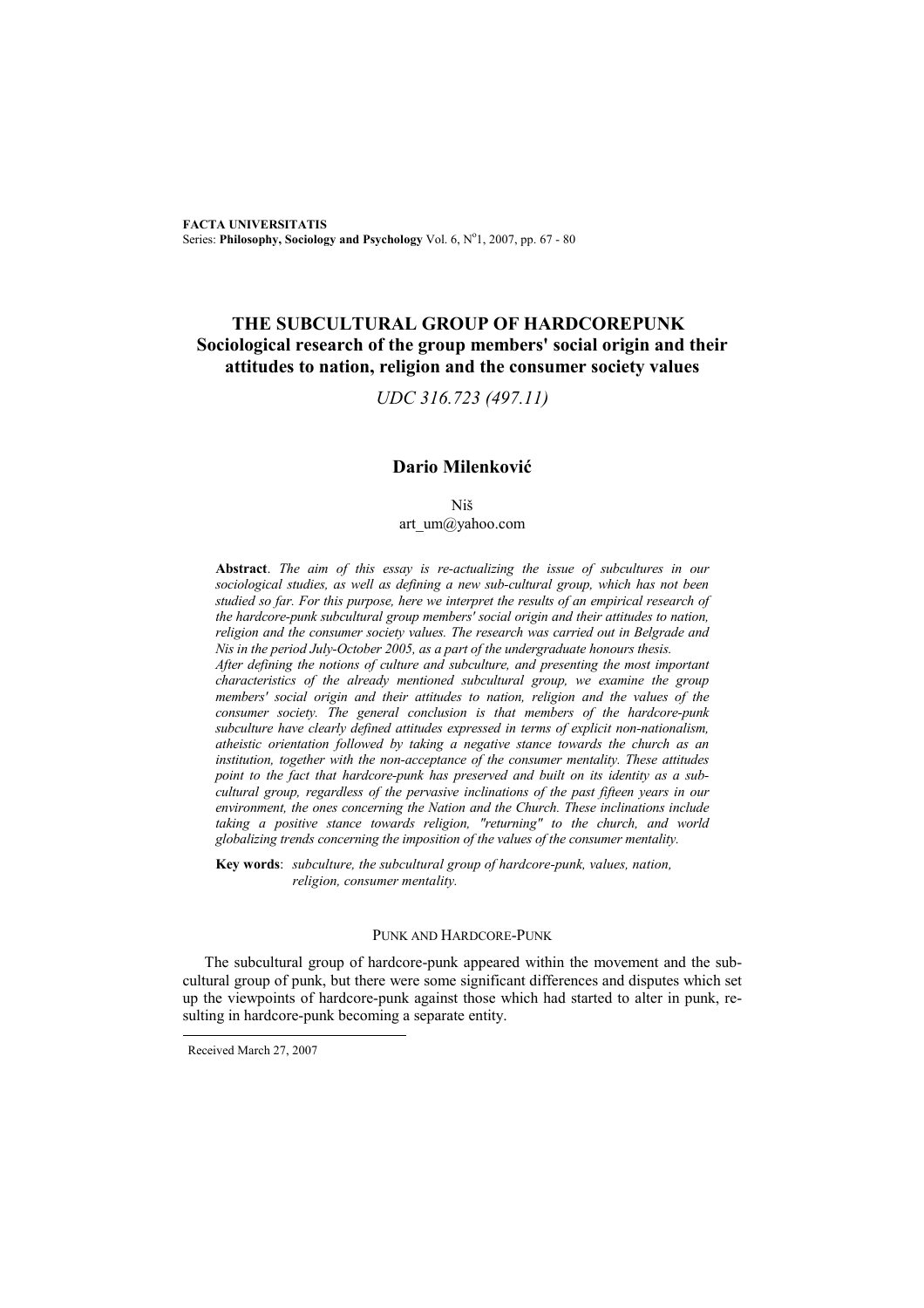# THE SUBCULTURAL GROUP OF HARDCOREPUNK
## Sociological research of the group members' social origin and their attitudes to nation, religion and the consumer society values

*UDC 316.723 (497.11)*

### Dario Milenković

Niš
art_um@yahoo.com

**Abstract**. *The aim of this essay is re-actualizing the issue of subcultures in our sociological studies, as well as defining a new sub-cultural group, which has not been studied so far. For this purpose, here we interpret the results of an empirical research of the hardcore-punk subcultural group members' social origin and their attitudes to nation, religion and the consumer society values. The research was carried out in Belgrade and Nis in the period July-October 2005, as a part of the undergraduate honours thesis.*
*After defining the notions of culture and subculture, and presenting the most important characteristics of the already mentioned subcultural group, we examine the group members' social origin and their attitudes to nation, religion and the values of the consumer society. The general conclusion is that members of the hardcore-punk subculture have clearly defined attitudes expressed in terms of explicit non-nationalism, atheistic orientation followed by taking a negative stance towards the church as an institution, together with the non-acceptance of the consumer mentality. These attitudes point to the fact that hardcore-punk has preserved and built on its identity as a sub-cultural group, regardless of the pervasive inclinations of the past fifteen years in our environment, the ones concerning the Nation and the Church. These inclinations include taking a positive stance towards religion, "returning" to the church, and world globalizing trends concerning the imposition of the values of the consumer mentality.*

**Key words**: *subculture, the subcultural group of hardcore-punk, values, nation, religion, consumer mentality.*

## PUNK AND HARDCORE-PUNK

The subcultural group of hardcore-punk appeared within the movement and the sub-cultural group of punk, but there were some significant differences and disputes which set up the viewpoints of hardcore-punk against those which had started to alter in punk, resulting in hardcore-punk becoming a separate entity.

---

Received March 27, 2007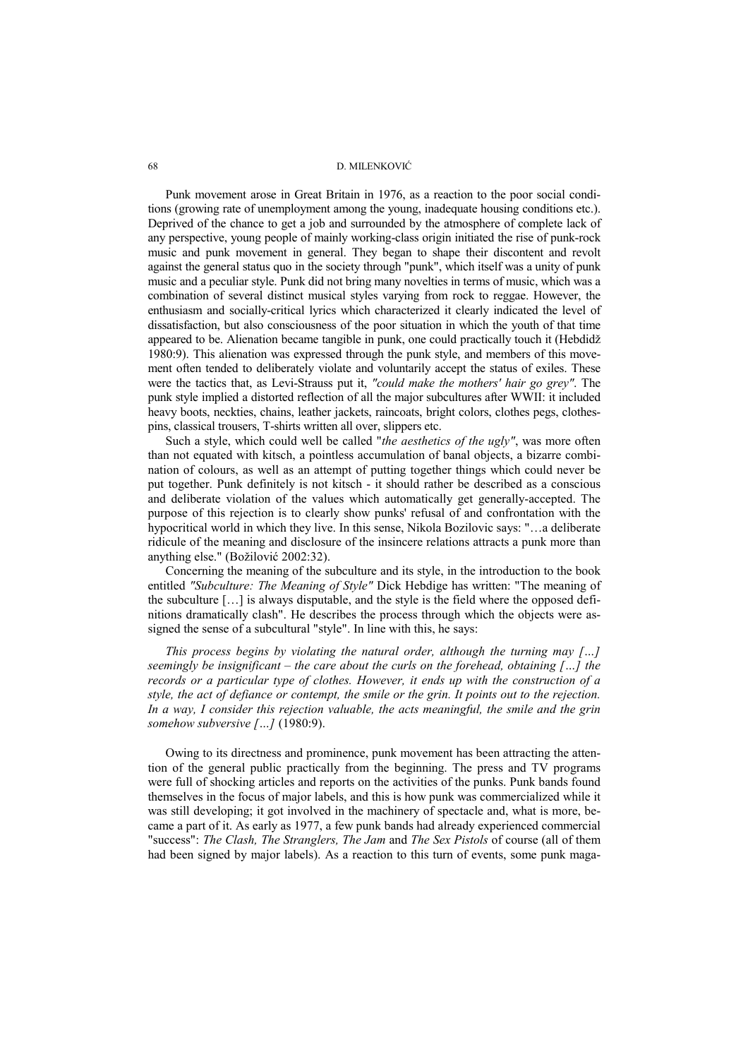Punk movement arose in Great Britain in 1976, as a reaction to the poor social conditions (growing rate of unemployment among the young, inadequate housing conditions etc.). Deprived of the chance to get a job and surrounded by the atmosphere of complete lack of any perspective, young people of mainly working-class origin initiated the rise of punk-rock music and punk movement in general. They began to shape their discontent and revolt against the general status quo in the society through "punk", which itself was a unity of punk music and a peculiar style. Punk did not bring many novelties in terms of music, which was a combination of several distinct musical styles varying from rock to reggae. However, the enthusiasm and socially-critical lyrics which characterized it clearly indicated the level of dissatisfaction, but also consciousness of the poor situation in which the youth of that time appeared to be. Alienation became tangible in punk, one could practically touch it (Hebdidž 1980:9). This alienation was expressed through the punk style, and members of this movement often tended to deliberately violate and voluntarily accept the status of exiles. These were the tactics that, as Levi-Strauss put it, *"could make the mothers' hair go grey"*. The punk style implied a distorted reflection of all the major subcultures after WWII: it included heavy boots, neckties, chains, leather jackets, raincoats, bright colors, clothes pegs, clothespins, classical trousers, T-shirts written all over, slippers etc.

Such a style, which could well be called "*the aesthetics of the ugly"*, was more often than not equated with kitsch, a pointless accumulation of banal objects, a bizarre combination of colours, as well as an attempt of putting together things which could never be put together. Punk definitely is not kitsch - it should rather be described as a conscious and deliberate violation of the values which automatically get generally-accepted. The purpose of this rejection is to clearly show punks' refusal of and confrontation with the hypocritical world in which they live. In this sense, Nikola Bozilovic says: "…a deliberate ridicule of the meaning and disclosure of the insincere relations attracts a punk more than anything else." (Božilović 2002:32).

Concerning the meaning of the subculture and its style, in the introduction to the book entitled *"Subculture: The Meaning of Style"* Dick Hebdige has written: "The meaning of the subculture […] is always disputable, and the style is the field where the opposed definitions dramatically clash". He describes the process through which the objects were assigned the sense of a subcultural "style". In line with this, he says:

> *This process begins by violating the natural order, although the turning may […] seemingly be insignificant – the care about the curls on the forehead, obtaining […] the records or a particular type of clothes. However, it ends up with the construction of a style, the act of defiance or contempt, the smile or the grin. It points out to the rejection. In a way, I consider this rejection valuable, the acts meaningful, the smile and the grin somehow subversive […]* (1980:9).

Owing to its directness and prominence, punk movement has been attracting the attention of the general public practically from the beginning. The press and TV programs were full of shocking articles and reports on the activities of the punks. Punk bands found themselves in the focus of major labels, and this is how punk was commercialized while it was still developing; it got involved in the machinery of spectacle and, what is more, became a part of it. As early as 1977, a few punk bands had already experienced commercial "success": *The Clash, The Stranglers, The Jam* and *The Sex Pistols* of course (all of them had been signed by major labels). As a reaction to this turn of events, some punk maga-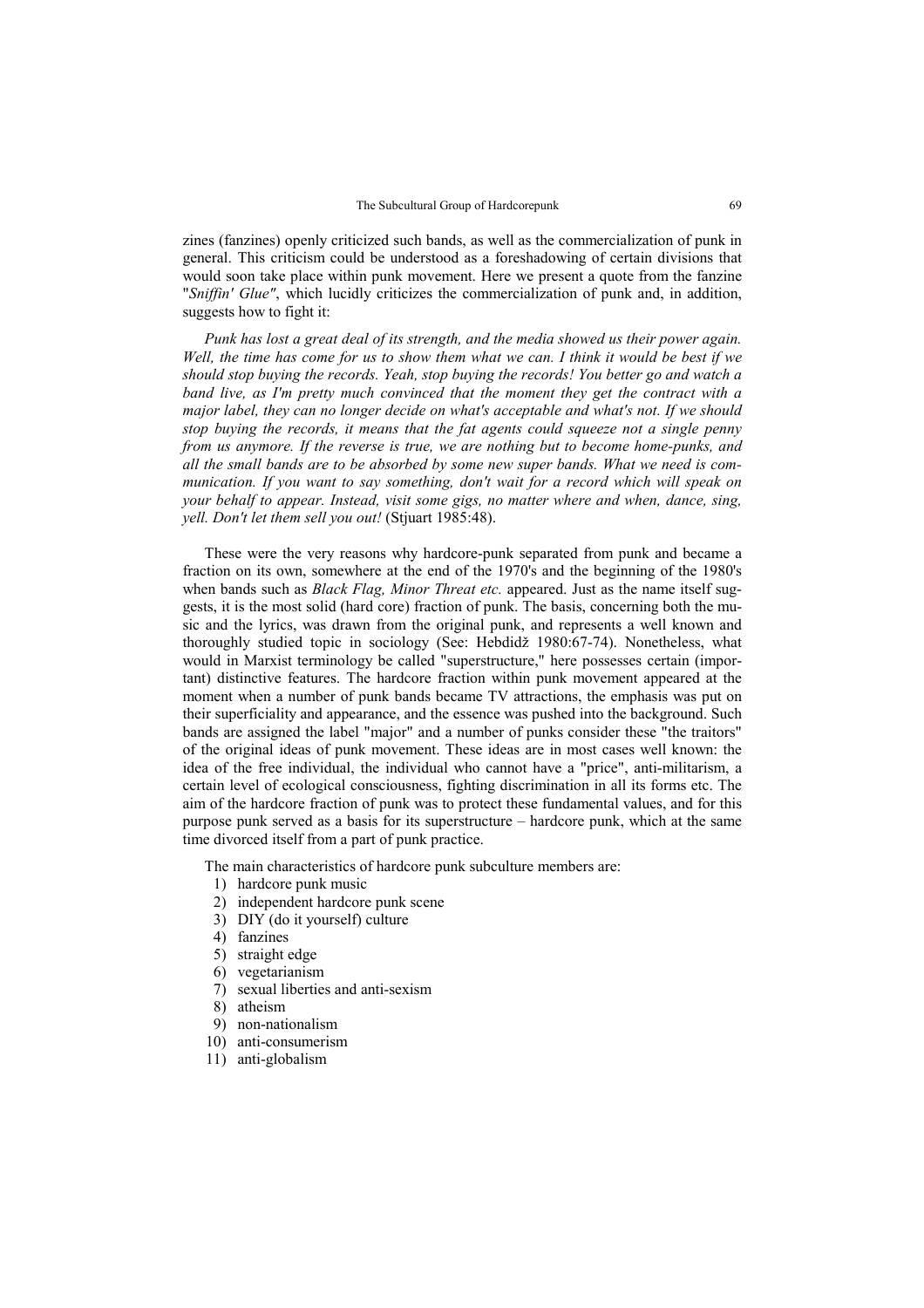zines (fanzines) openly criticized such bands, as well as the commercialization of punk in general. This criticism could be understood as a foreshadowing of certain divisions that would soon take place within punk movement. Here we present a quote from the fanzine "*Sniffin' Glue"*, which lucidly criticizes the commercialization of punk and, in addition, suggests how to fight it:

*Punk has lost a great deal of its strength, and the media showed us their power again. Well, the time has come for us to show them what we can. I think it would be best if we should stop buying the records. Yeah, stop buying the records! You better go and watch a band live, as I'm pretty much convinced that the moment they get the contract with a major label, they can no longer decide on what's acceptable and what's not. If we should stop buying the records, it means that the fat agents could squeeze not a single penny from us anymore. If the reverse is true, we are nothing but to become home-punks, and all the small bands are to be absorbed by some new super bands. What we need is communication. If you want to say something, don't wait for a record which will speak on your behalf to appear. Instead, visit some gigs, no matter where and when, dance, sing, yell. Don't let them sell you out!* (Stjuart 1985:48).

These were the very reasons why hardcore-punk separated from punk and became a fraction on its own, somewhere at the end of the 1970's and the beginning of the 1980's when bands such as *Black Flag, Minor Threat etc.* appeared. Just as the name itself suggests, it is the most solid (hard core) fraction of punk. The basis, concerning both the music and the lyrics, was drawn from the original punk, and represents a well known and thoroughly studied topic in sociology (See: Hebdidž 1980:67-74). Nonetheless, what would in Marxist terminology be called "superstructure," here possesses certain (important) distinctive features. The hardcore fraction within punk movement appeared at the moment when a number of punk bands became TV attractions, the emphasis was put on their superficiality and appearance, and the essence was pushed into the background. Such bands are assigned the label "major" and a number of punks consider these "the traitors" of the original ideas of punk movement. These ideas are in most cases well known: the idea of the free individual, the individual who cannot have a "price", anti-militarism, a certain level of ecological consciousness, fighting discrimination in all its forms etc. The aim of the hardcore fraction of punk was to protect these fundamental values, and for this purpose punk served as a basis for its superstructure – hardcore punk, which at the same time divorced itself from a part of punk practice.

The main characteristics of hardcore punk subculture members are:

1) hardcore punk music
2) independent hardcore punk scene
3) DIY (do it yourself) culture
4) fanzines
5) straight edge
6) vegetarianism
7) sexual liberties and anti-sexism
8) atheism
9) non-nationalism
10) anti-consumerism
11) anti-globalism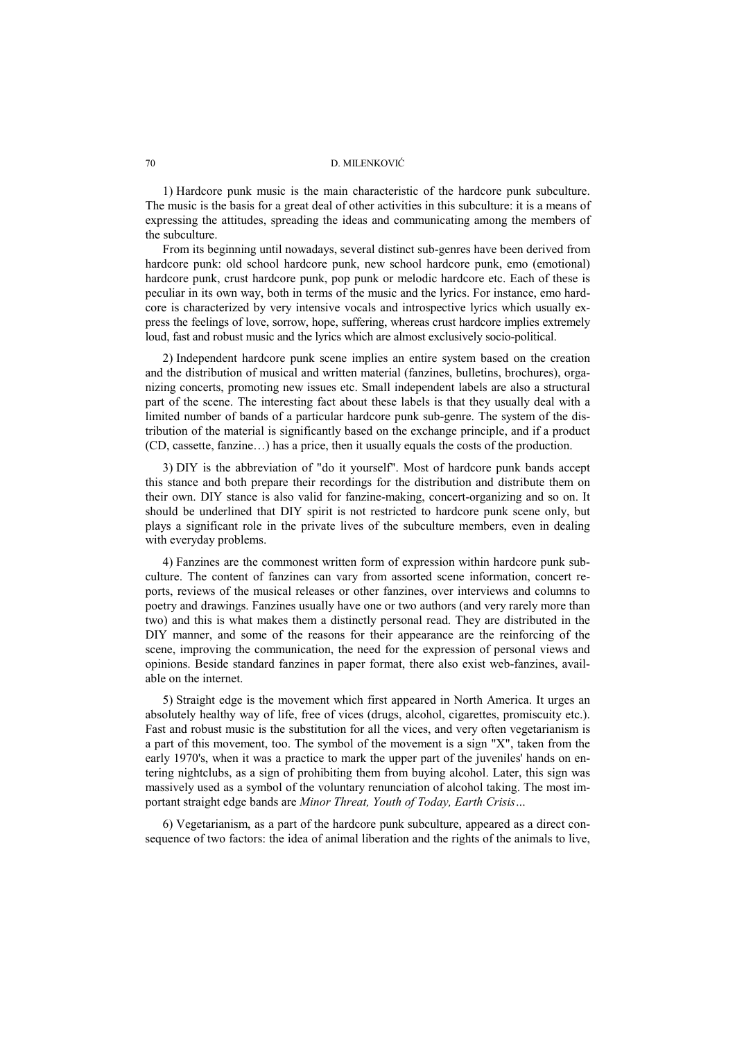1) Hardcore punk music is the main characteristic of the hardcore punk subculture. The music is the basis for a great deal of other activities in this subculture: it is a means of expressing the attitudes, spreading the ideas and communicating among the members of the subculture.

From its beginning until nowadays, several distinct sub-genres have been derived from hardcore punk: old school hardcore punk, new school hardcore punk, emo (emotional) hardcore punk, crust hardcore punk, pop punk or melodic hardcore etc. Each of these is peculiar in its own way, both in terms of the music and the lyrics. For instance, emo hardcore is characterized by very intensive vocals and introspective lyrics which usually express the feelings of love, sorrow, hope, suffering, whereas crust hardcore implies extremely loud, fast and robust music and the lyrics which are almost exclusively socio-political.

2) Independent hardcore punk scene implies an entire system based on the creation and the distribution of musical and written material (fanzines, bulletins, brochures), organizing concerts, promoting new issues etc. Small independent labels are also a structural part of the scene. The interesting fact about these labels is that they usually deal with a limited number of bands of a particular hardcore punk sub-genre. The system of the distribution of the material is significantly based on the exchange principle, and if a product (CD, cassette, fanzine…) has a price, then it usually equals the costs of the production.

3) DIY is the abbreviation of "do it yourself". Most of hardcore punk bands accept this stance and both prepare their recordings for the distribution and distribute them on their own. DIY stance is also valid for fanzine-making, concert-organizing and so on. It should be underlined that DIY spirit is not restricted to hardcore punk scene only, but plays a significant role in the private lives of the subculture members, even in dealing with everyday problems.

4) Fanzines are the commonest written form of expression within hardcore punk subculture. The content of fanzines can vary from assorted scene information, concert reports, reviews of the musical releases or other fanzines, over interviews and columns to poetry and drawings. Fanzines usually have one or two authors (and very rarely more than two) and this is what makes them a distinctly personal read. They are distributed in the DIY manner, and some of the reasons for their appearance are the reinforcing of the scene, improving the communication, the need for the expression of personal views and opinions. Beside standard fanzines in paper format, there also exist web-fanzines, available on the internet.

5) Straight edge is the movement which first appeared in North America. It urges an absolutely healthy way of life, free of vices (drugs, alcohol, cigarettes, promiscuity etc.). Fast and robust music is the substitution for all the vices, and very often vegetarianism is a part of this movement, too. The symbol of the movement is a sign "X", taken from the early 1970's, when it was a practice to mark the upper part of the juveniles' hands on entering nightclubs, as a sign of prohibiting them from buying alcohol. Later, this sign was massively used as a symbol of the voluntary renunciation of alcohol taking. The most important straight edge bands are *Minor Threat, Youth of Today, Earth Crisis…*

6) Vegetarianism, as a part of the hardcore punk subculture, appeared as a direct consequence of two factors: the idea of animal liberation and the rights of the animals to live,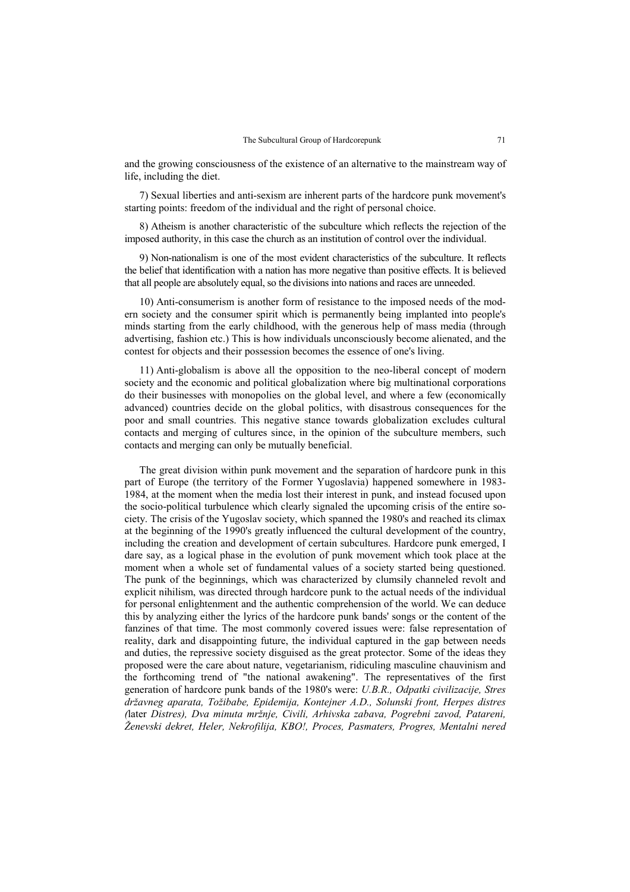and the growing consciousness of the existence of an alternative to the mainstream way of life, including the diet.

7) Sexual liberties and anti-sexism are inherent parts of the hardcore punk movement's starting points: freedom of the individual and the right of personal choice.

8) Atheism is another characteristic of the subculture which reflects the rejection of the imposed authority, in this case the church as an institution of control over the individual.

9) Non-nationalism is one of the most evident characteristics of the subculture. It reflects the belief that identification with a nation has more negative than positive effects. It is believed that all people are absolutely equal, so the divisions into nations and races are unneeded.

10) Anti-consumerism is another form of resistance to the imposed needs of the modern society and the consumer spirit which is permanently being implanted into people's minds starting from the early childhood, with the generous help of mass media (through advertising, fashion etc.) This is how individuals unconsciously become alienated, and the contest for objects and their possession becomes the essence of one's living.

11) Anti-globalism is above all the opposition to the neo-liberal concept of modern society and the economic and political globalization where big multinational corporations do their businesses with monopolies on the global level, and where a few (economically advanced) countries decide on the global politics, with disastrous consequences for the poor and small countries. This negative stance towards globalization excludes cultural contacts and merging of cultures since, in the opinion of the subculture members, such contacts and merging can only be mutually beneficial.

The great division within punk movement and the separation of hardcore punk in this part of Europe (the territory of the Former Yugoslavia) happened somewhere in 1983-1984, at the moment when the media lost their interest in punk, and instead focused upon the socio-political turbulence which clearly signaled the upcoming crisis of the entire society. The crisis of the Yugoslav society, which spanned the 1980's and reached its climax at the beginning of the 1990's greatly influenced the cultural development of the country, including the creation and development of certain subcultures. Hardcore punk emerged, I dare say, as a logical phase in the evolution of punk movement which took place at the moment when a whole set of fundamental values of a society started being questioned. The punk of the beginnings, which was characterized by clumsily channeled revolt and explicit nihilism, was directed through hardcore punk to the actual needs of the individual for personal enlightenment and the authentic comprehension of the world. We can deduce this by analyzing either the lyrics of the hardcore punk bands' songs or the content of the fanzines of that time. The most commonly covered issues were: false representation of reality, dark and disappointing future, the individual captured in the gap between needs and duties, the repressive society disguised as the great protector. Some of the ideas they proposed were the care about nature, vegetarianism, ridiculing masculine chauvinism and the forthcoming trend of "the national awakening". The representatives of the first generation of hardcore punk bands of the 1980's were: *U.B.R., Odpatki civilizacije, Stres državneg aparata, Tožibabe, Epidemija, Kontejner A.D., Solunski front, Herpes distres (*later *Distres), Dva minuta mržnje, Civili, Arhivska zabava, Pogrebni zavod, Patareni, Ženevski dekret, Heler, Nekrofilija, KBO!, Proces, Pasmaters, Progres, Mentalni nered*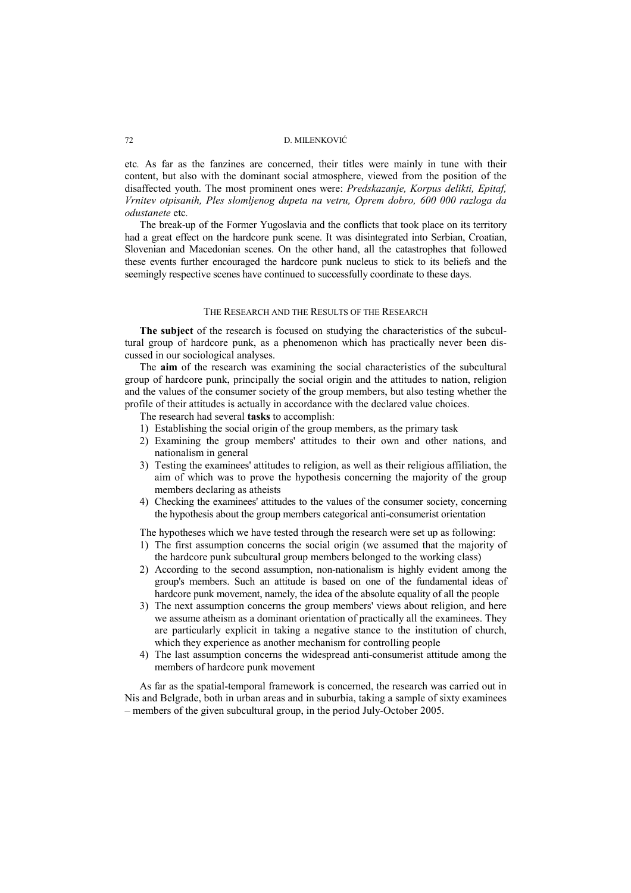etc. As far as the fanzines are concerned, their titles were mainly in tune with their content, but also with the dominant social atmosphere, viewed from the position of the disaffected youth. The most prominent ones were: *Predskazanje, Korpus delikti, Epitaf, Vrnitev otpisanih, Ples slomljenog dupeta na vetru, Oprem dobro, 600 000 razloga da odustanete* etc.

The break-up of the Former Yugoslavia and the conflicts that took place on its territory had a great effect on the hardcore punk scene. It was disintegrated into Serbian, Croatian, Slovenian and Macedonian scenes. On the other hand, all the catastrophes that followed these events further encouraged the hardcore punk nucleus to stick to its beliefs and the seemingly respective scenes have continued to successfully coordinate to these days.

## THE RESEARCH AND THE RESULTS OF THE RESEARCH

**The subject** of the research is focused on studying the characteristics of the subcultural group of hardcore punk, as a phenomenon which has practically never been discussed in our sociological analyses.

The **aim** of the research was examining the social characteristics of the subcultural group of hardcore punk, principally the social origin and the attitudes to nation, religion and the values of the consumer society of the group members, but also testing whether the profile of their attitudes is actually in accordance with the declared value choices.

The research had several **tasks** to accomplish:

1) Establishing the social origin of the group members, as the primary task
2) Examining the group members' attitudes to their own and other nations, and nationalism in general
3) Testing the examinees' attitudes to religion, as well as their religious affiliation, the aim of which was to prove the hypothesis concerning the majority of the group members declaring as atheists
4) Checking the examinees' attitudes to the values of the consumer society, concerning the hypothesis about the group members categorical anti-consumerist orientation

The hypotheses which we have tested through the research were set up as following:

1) The first assumption concerns the social origin (we assumed that the majority of the hardcore punk subcultural group members belonged to the working class)
2) According to the second assumption, non-nationalism is highly evident among the group's members. Such an attitude is based on one of the fundamental ideas of hardcore punk movement, namely, the idea of the absolute equality of all the people
3) The next assumption concerns the group members' views about religion, and here we assume atheism as a dominant orientation of practically all the examinees. They are particularly explicit in taking a negative stance to the institution of church, which they experience as another mechanism for controlling people
4) The last assumption concerns the widespread anti-consumerist attitude among the members of hardcore punk movement

As far as the spatial-temporal framework is concerned, the research was carried out in Nis and Belgrade, both in urban areas and in suburbia, taking a sample of sixty examinees – members of the given subcultural group, in the period July-October 2005.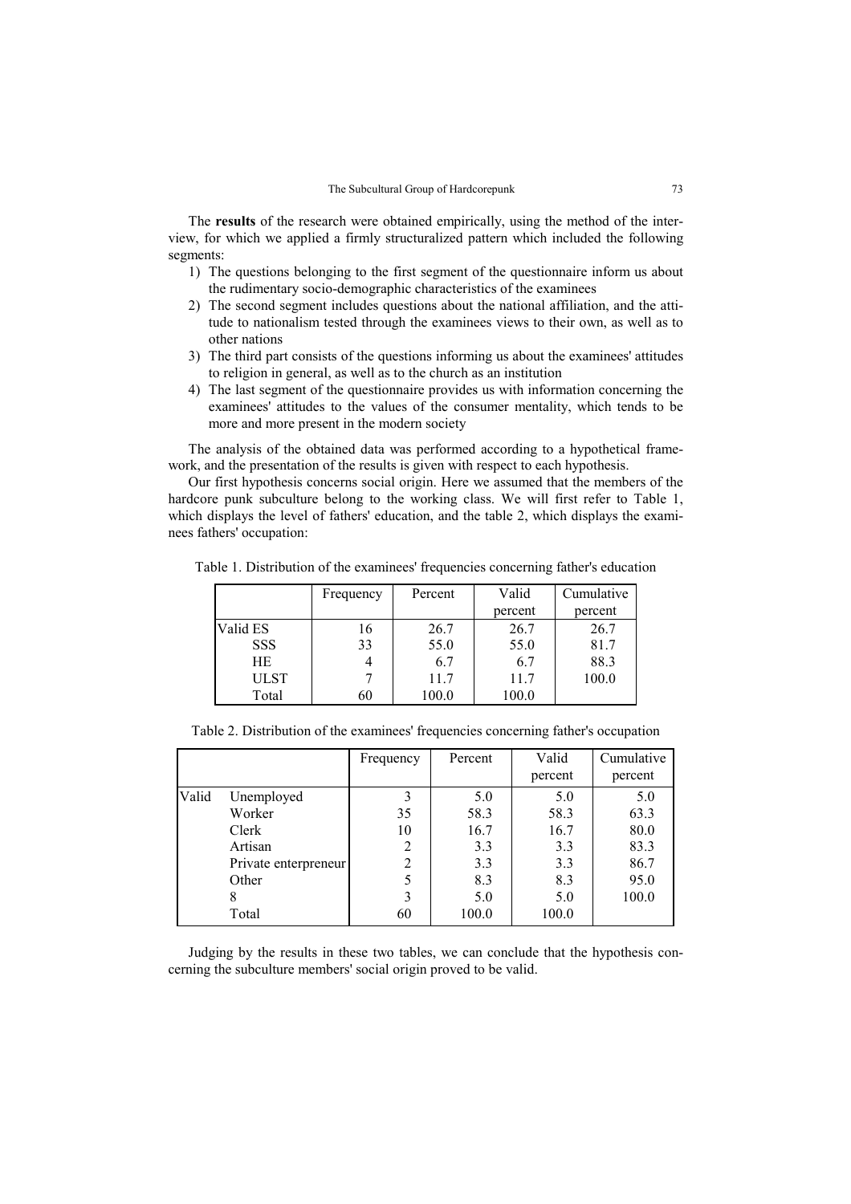The **results** of the research were obtained empirically, using the method of the interview, for which we applied a firmly structuralized pattern which included the following segments:

1) The questions belonging to the first segment of the questionnaire inform us about the rudimentary socio-demographic characteristics of the examinees
2) The second segment includes questions about the national affiliation, and the attitude to nationalism tested through the examinees views to their own, as well as to other nations
3) The third part consists of the questions informing us about the examinees' attitudes to religion in general, as well as to the church as an institution
4) The last segment of the questionnaire provides us with information concerning the examinees' attitudes to the values of the consumer mentality, which tends to be more and more present in the modern society

The analysis of the obtained data was performed according to a hypothetical framework, and the presentation of the results is given with respect to each hypothesis.

Our first hypothesis concerns social origin. Here we assumed that the members of the hardcore punk subculture belong to the working class. We will first refer to Table 1, which displays the level of fathers' education, and the table 2, which displays the examinees fathers' occupation:

Table 1. Distribution of the examinees' frequencies concerning father's education

| | Frequency | Percent | Valid percent | Cumulative percent |
|---|---|---|---|---|
| Valid ES | 16 | 26.7 | 26.7 | 26.7 |
| SSS | 33 | 55.0 | 55.0 | 81.7 |
| HE | 4 | 6.7 | 6.7 | 88.3 |
| ULST | 7 | 11.7 | 11.7 | 100.0 |
| Total | 60 | 100.0 | 100.0 | |

Table 2. Distribution of the examinees' frequencies concerning father's occupation

| | | Frequency | Percent | Valid percent | Cumulative percent |
|---|---|---|---|---|---|
| Valid | Unemployed | 3 | 5.0 | 5.0 | 5.0 |
| | Worker | 35 | 58.3 | 58.3 | 63.3 |
| | Clerk | 10 | 16.7 | 16.7 | 80.0 |
| | Artisan | 2 | 3.3 | 3.3 | 83.3 |
| | Private enterpreneur | 2 | 3.3 | 3.3 | 86.7 |
| | Other | 5 | 8.3 | 8.3 | 95.0 |
| | 8 | 3 | 5.0 | 5.0 | 100.0 |
| | Total | 60 | 100.0 | 100.0 | |

Judging by the results in these two tables, we can conclude that the hypothesis concerning the subculture members' social origin proved to be valid.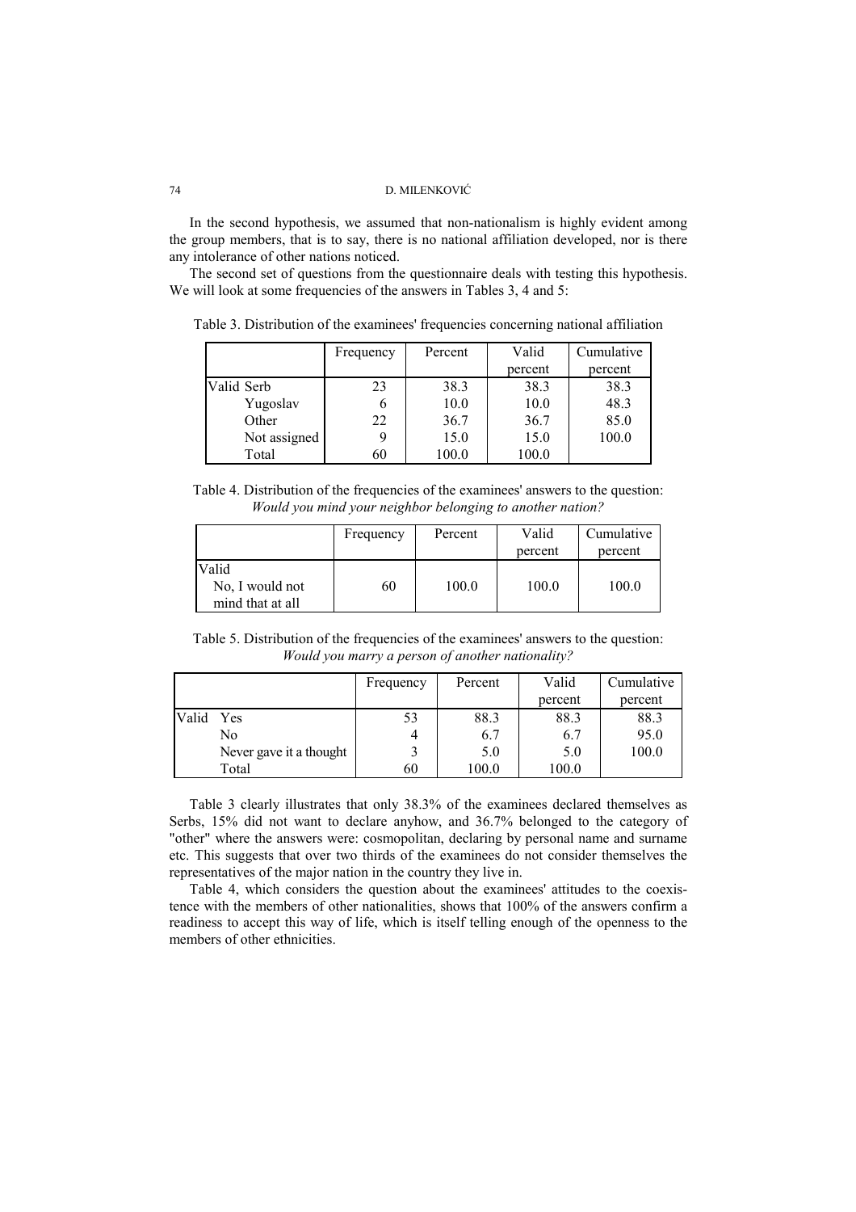In the second hypothesis, we assumed that non-nationalism is highly evident among the group members, that is to say, there is no national affiliation developed, nor is there any intolerance of other nations noticed.

The second set of questions from the questionnaire deals with testing this hypothesis. We will look at some frequencies of the answers in Tables 3, 4 and 5:

Table 3. Distribution of the examinees' frequencies concerning national affiliation

| | | Frequency | Percent | Valid percent | Cumulative percent |
|---|---|---|---|---|---|
| Valid | Serb | 23 | 38.3 | 38.3 | 38.3 |
| | Yugoslav | 6 | 10.0 | 10.0 | 48.3 |
| | Other | 22 | 36.7 | 36.7 | 85.0 |
| | Not assigned | 9 | 15.0 | 15.0 | 100.0 |
| | Total | 60 | 100.0 | 100.0 | |

Table 4. Distribution of the frequencies of the examinees' answers to the question: *Would you mind your neighbor belonging to another nation?*

| | Frequency | Percent | Valid percent | Cumulative percent |
|---|---|---|---|---|
| Valid<br>No, I would not mind that at all | 60 | 100.0 | 100.0 | 100.0 |

Table 5. Distribution of the frequencies of the examinees' answers to the question: *Would you marry a person of another nationality?*

| | | Frequency | Percent | Valid percent | Cumulative percent |
|---|---|---|---|---|---|
| Valid | Yes | 53 | 88.3 | 88.3 | 88.3 |
| | No | 4 | 6.7 | 6.7 | 95.0 |
| | Never gave it a thought | 3 | 5.0 | 5.0 | 100.0 |
| | Total | 60 | 100.0 | 100.0 | |

Table 3 clearly illustrates that only 38.3% of the examinees declared themselves as Serbs, 15% did not want to declare anyhow, and 36.7% belonged to the category of "other" where the answers were: cosmopolitan, declaring by personal name and surname etc. This suggests that over two thirds of the examinees do not consider themselves the representatives of the major nation in the country they live in.

Table 4, which considers the question about the examinees' attitudes to the coexistence with the members of other nationalities, shows that 100% of the answers confirm a readiness to accept this way of life, which is itself telling enough of the openness to the members of other ethnicities.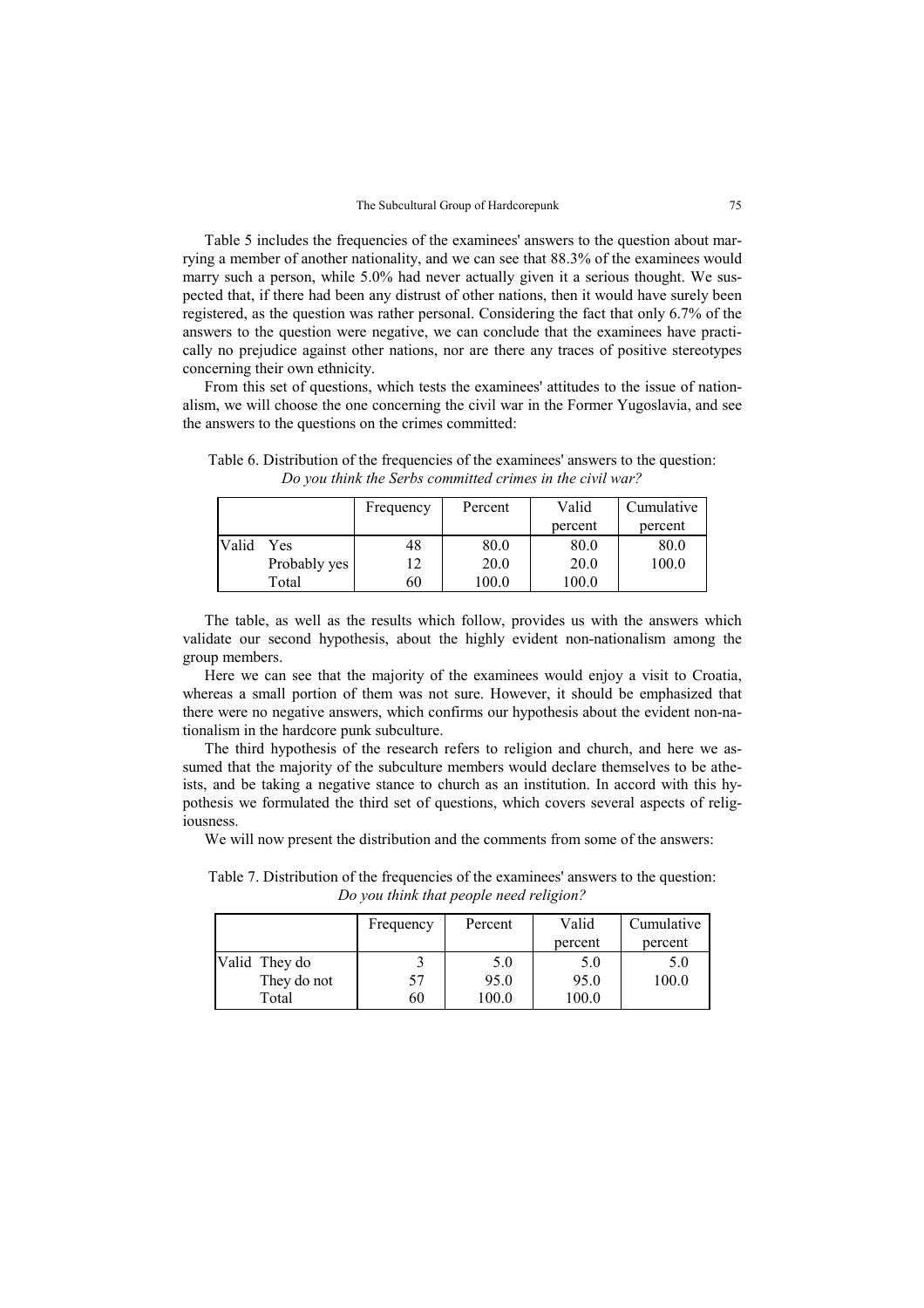Table 5 includes the frequencies of the examinees' answers to the question about marrying a member of another nationality, and we can see that 88.3% of the examinees would marry such a person, while 5.0% had never actually given it a serious thought. We suspected that, if there had been any distrust of other nations, then it would have surely been registered, as the question was rather personal. Considering the fact that only 6.7% of the answers to the question were negative, we can conclude that the examinees have practically no prejudice against other nations, nor are there any traces of positive stereotypes concerning their own ethnicity.

From this set of questions, which tests the examinees' attitudes to the issue of nationalism, we will choose the one concerning the civil war in the Former Yugoslavia, and see the answers to the questions on the crimes committed:

Table 6. Distribution of the frequencies of the examinees' answers to the question: *Do you think the Serbs committed crimes in the civil war?*

| | | Frequency | Percent | Valid percent | Cumulative percent |
|---|---|---|---|---|---|
| Valid | Yes | 48 | 80.0 | 80.0 | 80.0 |
| | Probably yes | 12 | 20.0 | 20.0 | 100.0 |
| | Total | 60 | 100.0 | 100.0 | |

The table, as well as the results which follow, provides us with the answers which validate our second hypothesis, about the highly evident non-nationalism among the group members.

Here we can see that the majority of the examinees would enjoy a visit to Croatia, whereas a small portion of them was not sure. However, it should be emphasized that there were no negative answers, which confirms our hypothesis about the evident non-nationalism in the hardcore punk subculture.

The third hypothesis of the research refers to religion and church, and here we assumed that the majority of the subculture members would declare themselves to be atheists, and be taking a negative stance to church as an institution. In accord with this hypothesis we formulated the third set of questions, which covers several aspects of religiousness.

We will now present the distribution and the comments from some of the answers:

Table 7. Distribution of the frequencies of the examinees' answers to the question: *Do you think that people need religion?*

| | | Frequency | Percent | Valid percent | Cumulative percent |
|---|---|---|---|---|---|
| Valid | They do | 3 | 5.0 | 5.0 | 5.0 |
| | They do not | 57 | 95.0 | 95.0 | 100.0 |
| | Total | 60 | 100.0 | 100.0 | |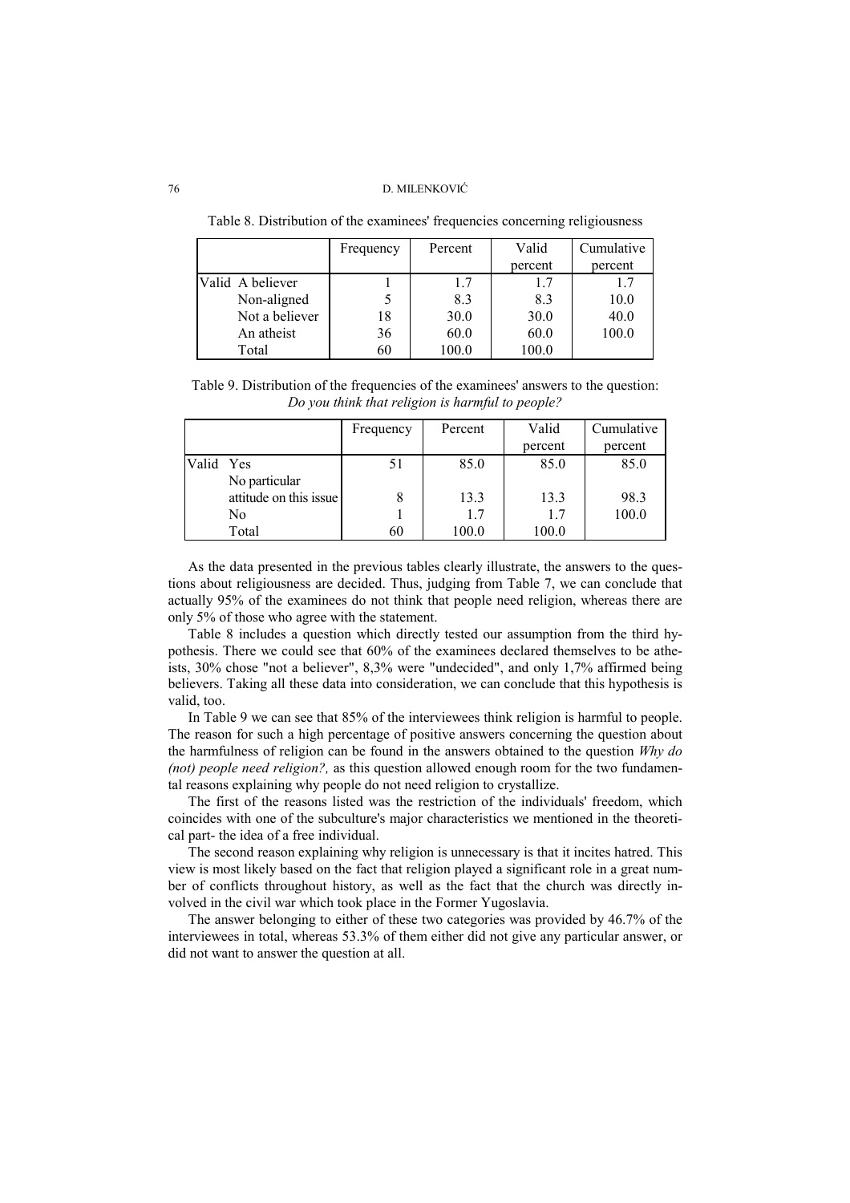Table 8. Distribution of the examinees' frequencies concerning religiousness

| | | Frequency | Percent | Valid percent | Cumulative percent |
|---|---|---|---|---|---|
| Valid | A believer | 1 | 1.7 | 1.7 | 1.7 |
| | Non-aligned | 5 | 8.3 | 8.3 | 10.0 |
| | Not a believer | 18 | 30.0 | 30.0 | 40.0 |
| | An atheist | 36 | 60.0 | 60.0 | 100.0 |
| | Total | 60 | 100.0 | 100.0 | |

Table 9. Distribution of the frequencies of the examinees' answers to the question: *Do you think that religion is harmful to people?*

| | | Frequency | Percent | Valid percent | Cumulative percent |
|---|---|---|---|---|---|
| Valid | Yes | 51 | 85.0 | 85.0 | 85.0 |
| | No particular attitude on this issue | 8 | 13.3 | 13.3 | 98.3 |
| | No | 1 | 1.7 | 1.7 | 100.0 |
| | Total | 60 | 100.0 | 100.0 | |

As the data presented in the previous tables clearly illustrate, the answers to the questions about religiousness are decided. Thus, judging from Table 7, we can conclude that actually 95% of the examinees do not think that people need religion, whereas there are only 5% of those who agree with the statement.

Table 8 includes a question which directly tested our assumption from the third hypothesis. There we could see that 60% of the examinees declared themselves to be atheists, 30% chose "not a believer", 8,3% were "undecided", and only 1,7% affirmed being believers. Taking all these data into consideration, we can conclude that this hypothesis is valid, too.

In Table 9 we can see that 85% of the interviewees think religion is harmful to people. The reason for such a high percentage of positive answers concerning the question about the harmfulness of religion can be found in the answers obtained to the question *Why do (not) people need religion?,* as this question allowed enough room for the two fundamental reasons explaining why people do not need religion to crystallize.

The first of the reasons listed was the restriction of the individuals' freedom, which coincides with one of the subculture's major characteristics we mentioned in the theoretical part- the idea of a free individual.

The second reason explaining why religion is unnecessary is that it incites hatred. This view is most likely based on the fact that religion played a significant role in a great number of conflicts throughout history, as well as the fact that the church was directly involved in the civil war which took place in the Former Yugoslavia.

The answer belonging to either of these two categories was provided by 46.7% of the interviewees in total, whereas 53.3% of them either did not give any particular answer, or did not want to answer the question at all.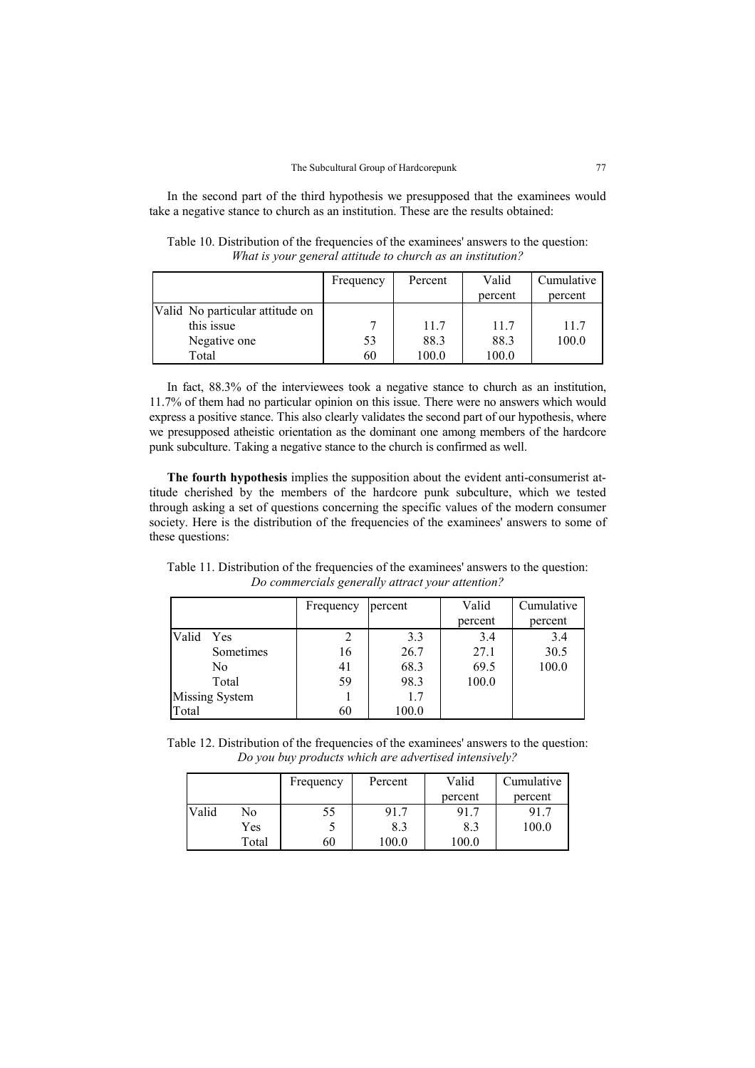In the second part of the third hypothesis we presupposed that the examinees would take a negative stance to church as an institution. These are the results obtained:

Table 10. Distribution of the frequencies of the examinees' answers to the question: *What is your general attitude to church as an institution?*

| | Frequency | Percent | Valid percent | Cumulative percent |
|---|---|---|---|---|
| Valid No particular attitude on this issue | 7 | 11.7 | 11.7 | 11.7 |
| Negative one | 53 | 88.3 | 88.3 | 100.0 |
| Total | 60 | 100.0 | 100.0 | |

In fact, 88.3% of the interviewees took a negative stance to church as an institution, 11.7% of them had no particular opinion on this issue. There were no answers which would express a positive stance. This also clearly validates the second part of our hypothesis, where we presupposed atheistic orientation as the dominant one among members of the hardcore punk subculture. Taking a negative stance to the church is confirmed as well.

**The fourth hypothesis** implies the supposition about the evident anti-consumerist attitude cherished by the members of the hardcore punk subculture, which we tested through asking a set of questions concerning the specific values of the modern consumer society. Here is the distribution of the frequencies of the examinees' answers to some of these questions:

Table 11. Distribution of the frequencies of the examinees' answers to the question: *Do commercials generally attract your attention?*

| | Frequency | percent | Valid percent | Cumulative percent |
|---|---|---|---|---|
| Valid Yes | 2 | 3.3 | 3.4 | 3.4 |
| Sometimes | 16 | 26.7 | 27.1 | 30.5 |
| No | 41 | 68.3 | 69.5 | 100.0 |
| Total | 59 | 98.3 | 100.0 | |
| Missing System | 1 | 1.7 | | |
| Total | 60 | 100.0 | | |

Table 12. Distribution of the frequencies of the examinees' answers to the question: *Do you buy products which are advertised intensively?*

| | | Frequency | Percent | Valid percent | Cumulative percent |
|---|---|---|---|---|---|
| Valid | No | 55 | 91.7 | 91.7 | 91.7 |
| | Yes | 5 | 8.3 | 8.3 | 100.0 |
| | Total | 60 | 100.0 | 100.0 | |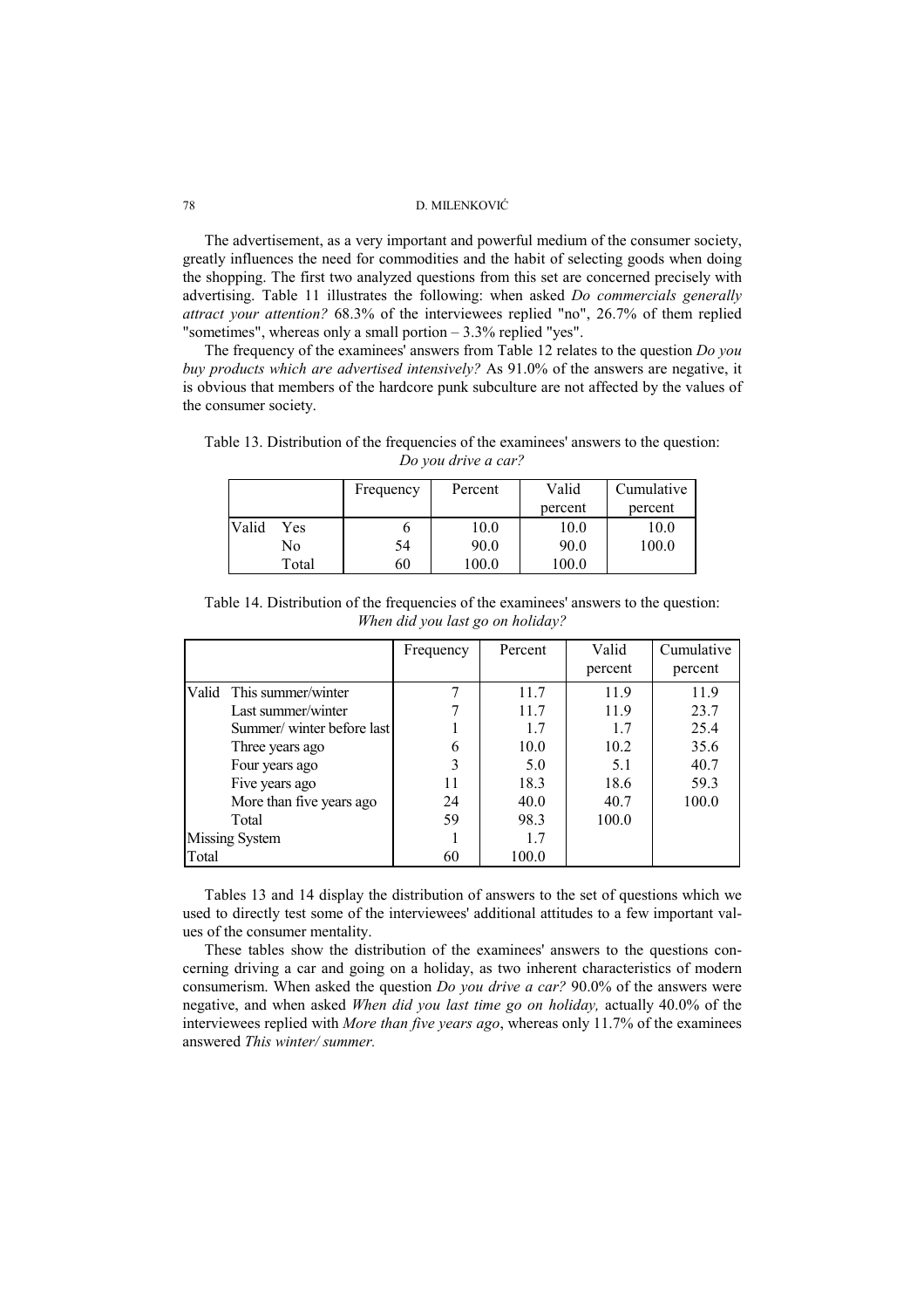The advertisement, as a very important and powerful medium of the consumer society, greatly influences the need for commodities and the habit of selecting goods when doing the shopping. The first two analyzed questions from this set are concerned precisely with advertising. Table 11 illustrates the following: when asked *Do commercials generally attract your attention?* 68.3% of the interviewees replied "no", 26.7% of them replied "sometimes", whereas only a small portion – 3.3% replied "yes".

The frequency of the examinees' answers from Table 12 relates to the question *Do you buy products which are advertised intensively?* As 91.0% of the answers are negative, it is obvious that members of the hardcore punk subculture are not affected by the values of the consumer society.

Table 13. Distribution of the frequencies of the examinees' answers to the question: *Do you drive a car?*

| | | Frequency | Percent | Valid percent | Cumulative percent |
|---|---|---|---|---|---|
| Valid | Yes | 6 | 10.0 | 10.0 | 10.0 |
| | No | 54 | 90.0 | 90.0 | 100.0 |
| | Total | 60 | 100.0 | 100.0 | |

Table 14. Distribution of the frequencies of the examinees' answers to the question: *When did you last go on holiday?*

| | | Frequency | Percent | Valid percent | Cumulative percent |
|---|---|---|---|---|---|
| Valid | This summer/winter | 7 | 11.7 | 11.9 | 11.9 |
| | Last summer/winter | 7 | 11.7 | 11.9 | 23.7 |
| | Summer/ winter before last | 1 | 1.7 | 1.7 | 25.4 |
| | Three years ago | 6 | 10.0 | 10.2 | 35.6 |
| | Four years ago | 3 | 5.0 | 5.1 | 40.7 |
| | Five years ago | 11 | 18.3 | 18.6 | 59.3 |
| | More than five years ago | 24 | 40.0 | 40.7 | 100.0 |
| | Total | 59 | 98.3 | 100.0 | |
| Missing System | | 1 | 1.7 | | |
| Total | | 60 | 100.0 | | |

Tables 13 and 14 display the distribution of answers to the set of questions which we used to directly test some of the interviewees' additional attitudes to a few important values of the consumer mentality.

These tables show the distribution of the examinees' answers to the questions concerning driving a car and going on a holiday, as two inherent characteristics of modern consumerism. When asked the question *Do you drive a car?* 90.0% of the answers were negative, and when asked *When did you last time go on holiday,* actually 40.0% of the interviewees replied with *More than five years ago*, whereas only 11.7% of the examinees answered *This winter/ summer.*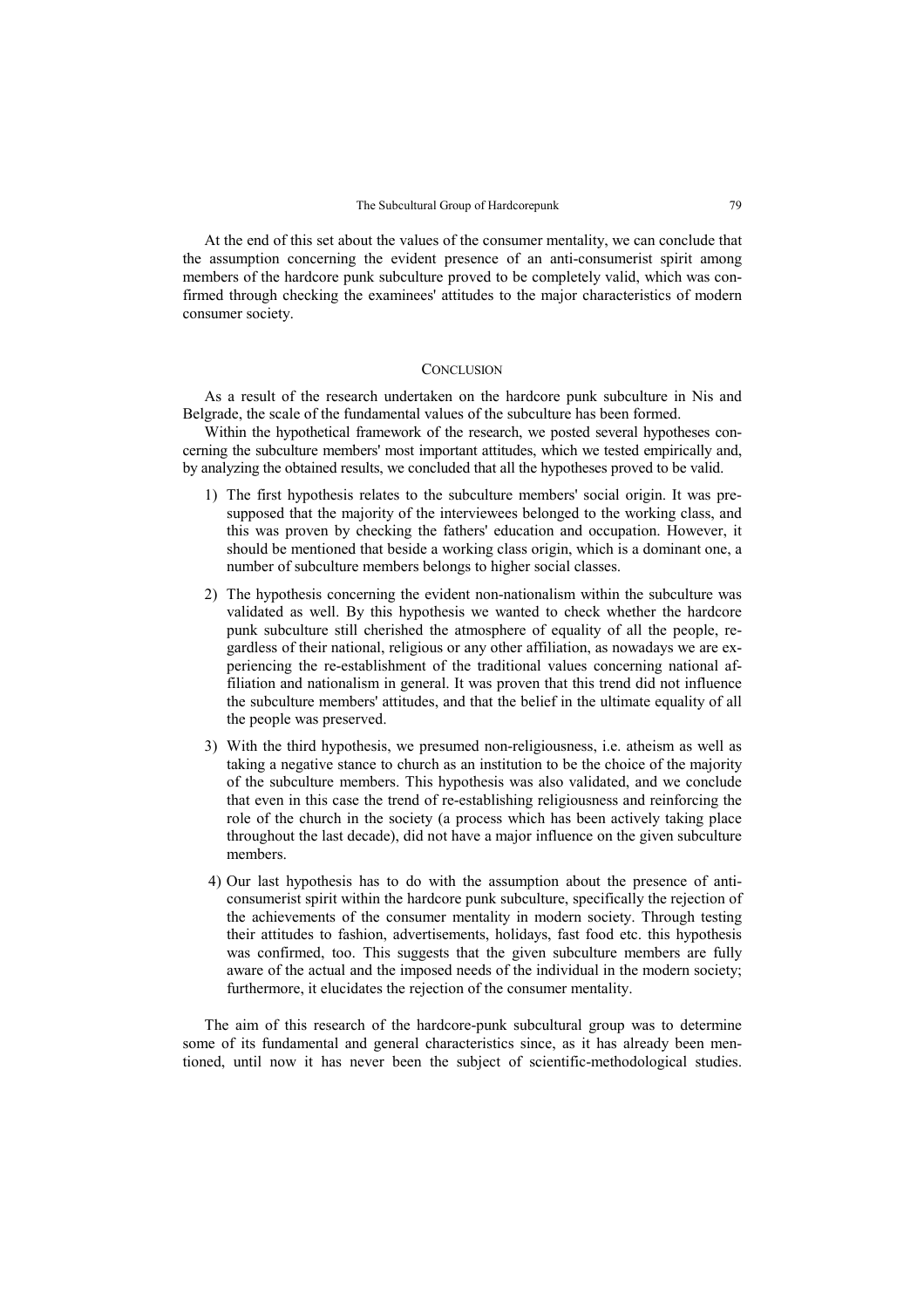At the end of this set about the values of the consumer mentality, we can conclude that the assumption concerning the evident presence of an anti-consumerist spirit among members of the hardcore punk subculture proved to be completely valid, which was confirmed through checking the examinees' attitudes to the major characteristics of modern consumer society.

## CONCLUSION

As a result of the research undertaken on the hardcore punk subculture in Nis and Belgrade, the scale of the fundamental values of the subculture has been formed.

Within the hypothetical framework of the research, we posted several hypotheses concerning the subculture members' most important attitudes, which we tested empirically and, by analyzing the obtained results, we concluded that all the hypotheses proved to be valid.

1) The first hypothesis relates to the subculture members' social origin. It was presupposed that the majority of the interviewees belonged to the working class, and this was proven by checking the fathers' education and occupation. However, it should be mentioned that beside a working class origin, which is a dominant one, a number of subculture members belongs to higher social classes.
2) The hypothesis concerning the evident non-nationalism within the subculture was validated as well. By this hypothesis we wanted to check whether the hardcore punk subculture still cherished the atmosphere of equality of all the people, regardless of their national, religious or any other affiliation, as nowadays we are experiencing the re-establishment of the traditional values concerning national affiliation and nationalism in general. It was proven that this trend did not influence the subculture members' attitudes, and that the belief in the ultimate equality of all the people was preserved.
3) With the third hypothesis, we presumed non-religiousness, i.e. atheism as well as taking a negative stance to church as an institution to be the choice of the majority of the subculture members. This hypothesis was also validated, and we conclude that even in this case the trend of re-establishing religiousness and reinforcing the role of the church in the society (a process which has been actively taking place throughout the last decade), did not have a major influence on the given subculture members.
4) Our last hypothesis has to do with the assumption about the presence of anti-consumerist spirit within the hardcore punk subculture, specifically the rejection of the achievements of the consumer mentality in modern society. Through testing their attitudes to fashion, advertisements, holidays, fast food etc. this hypothesis was confirmed, too. This suggests that the given subculture members are fully aware of the actual and the imposed needs of the individual in the modern society; furthermore, it elucidates the rejection of the consumer mentality.

The aim of this research of the hardcore-punk subcultural group was to determine some of its fundamental and general characteristics since, as it has already been mentioned, until now it has never been the subject of scientific-methodological studies.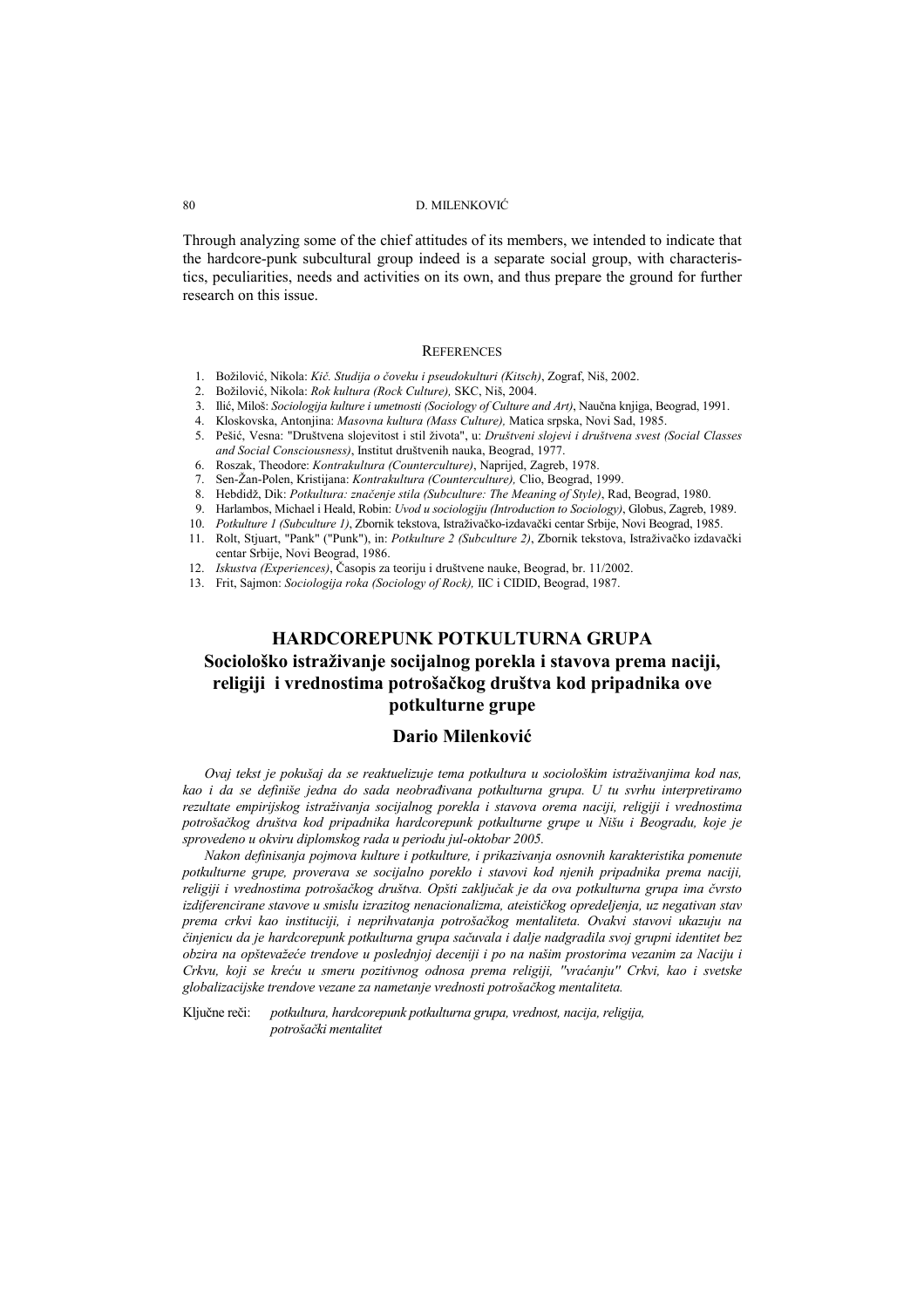Through analyzing some of the chief attitudes of its members, we intended to indicate that the hardcore-punk subcultural group indeed is a separate social group, with characteristics, peculiarities, needs and activities on its own, and thus prepare the ground for further research on this issue.

## REFERENCES

1. Božilović, Nikola: *Kič. Studija o čoveku i pseudokulturi (Kitsch)*, Zograf, Niš, 2002.
2. Božilović, Nikola: *Rok kultura (Rock Culture),* SKC, Niš, 2004.
3. Ilić, Miloš: *Sociologija kulture i umetnosti (Sociology of Culture and Art)*, Naučna knjiga, Beograd, 1991.
4. Kloskovska, Antonjina: *Masovna kultura (Mass Culture),* Matica srpska, Novi Sad, 1985.
5. Pešić, Vesna: "Društvena slojevitost i stil života", u: *Društveni slojevi i društvena svest (Social Classes and Social Consciousness)*, Institut društvenih nauka, Beograd, 1977.
6. Roszak, Theodore: *Kontrakultura (Counterculture)*, Naprijed, Zagreb, 1978.
7. Sen-Žan-Polen, Kristijana: *Kontrakultura (Counterculture),* Clio, Beograd, 1999.
8. Hebdidž, Dik: *Potkultura: značenje stila (Subculture: The Meaning of Style)*, Rad, Beograd, 1980.
9. Harlambos, Michael i Heald, Robin: *Uvod u sociologiju (Introduction to Sociology)*, Globus, Zagreb, 1989.
10. *Potkulture 1 (Subculture 1)*, Zbornik tekstova, Istraživačko-izdavački centar Srbije, Novi Beograd, 1985.
11. Rolt, Stjuart, "Pank" ("Punk"), in: *Potkulture 2 (Subculture 2)*, Zbornik tekstova, Istraživačko izdavački centar Srbije, Novi Beograd, 1986.
12. *Iskustva (Experiences)*, Časopis za teoriju i društvene nauke, Beograd, br. 11/2002.
13. Frit, Sajmon: *Sociologija roka (Sociology of Rock),* IIC i CIDID, Beograd, 1987.

# HARDCOREPUNK POTKULTURNA GRUPA
## Sociološko istraživanje socijalnog porekla i stavova prema naciji, religiji i vrednostima potrošačkog društva kod pripadnika ove potkulturne grupe

### Dario Milenković

*Ovaj tekst je pokušaj da se reaktuelizuje tema potkultura u sociološkim istraživanjima kod nas, kao i da se definiše jedna do sada neobrađivana potkulturna grupa. U tu svrhu interpretiramo rezultate empirijskog istraživanja socijalnog porekla i stavova orema naciji, religiji i vrednostima potrošačkog društva kod pripadnika hardcorepunk potkulturne grupe u Nišu i Beogradu, koje je sprovedeno u okviru diplomskog rada u periodu jul-oktobar 2005.*

*Nakon definisanja pojmova kulture i potkulture, i prikazivanja osnovnih karakteristika pomenute potkulturne grupe, proverava se socijalno poreklo i stavovi kod njenih pripadnika prema naciji, religiji i vrednostima potrošačkog društva. Opšti zaključak je da ova potkulturna grupa ima čvrsto izdiferencirane stavove u smislu izrazitog nenacionalizma, ateističkog opredeljenja, uz negativan stav prema crkvi kao instituciji, i neprihvatanja potrošačkog mentaliteta. Ovakvi stavovi ukazuju na činjenicu da je hardcorepunk potkulturna grupa sačuvala i dalje nadgradila svoj grupni identitet bez obzira na opštevažeće trendove u poslednjoj deceniji i po na našim prostorima vezanim za Naciju i Crkvu, koji se kreću u smeru pozitivnog odnosa prema religiji, "vraćanju" Crkvi, kao i svetske globalizacijske trendove vezane za nametanje vrednosti potrošačkog mentaliteta.*

Ključne reči: *potkultura, hardcorepunk potkulturna grupa, vrednost, nacija, religija, potrošački mentalitet*